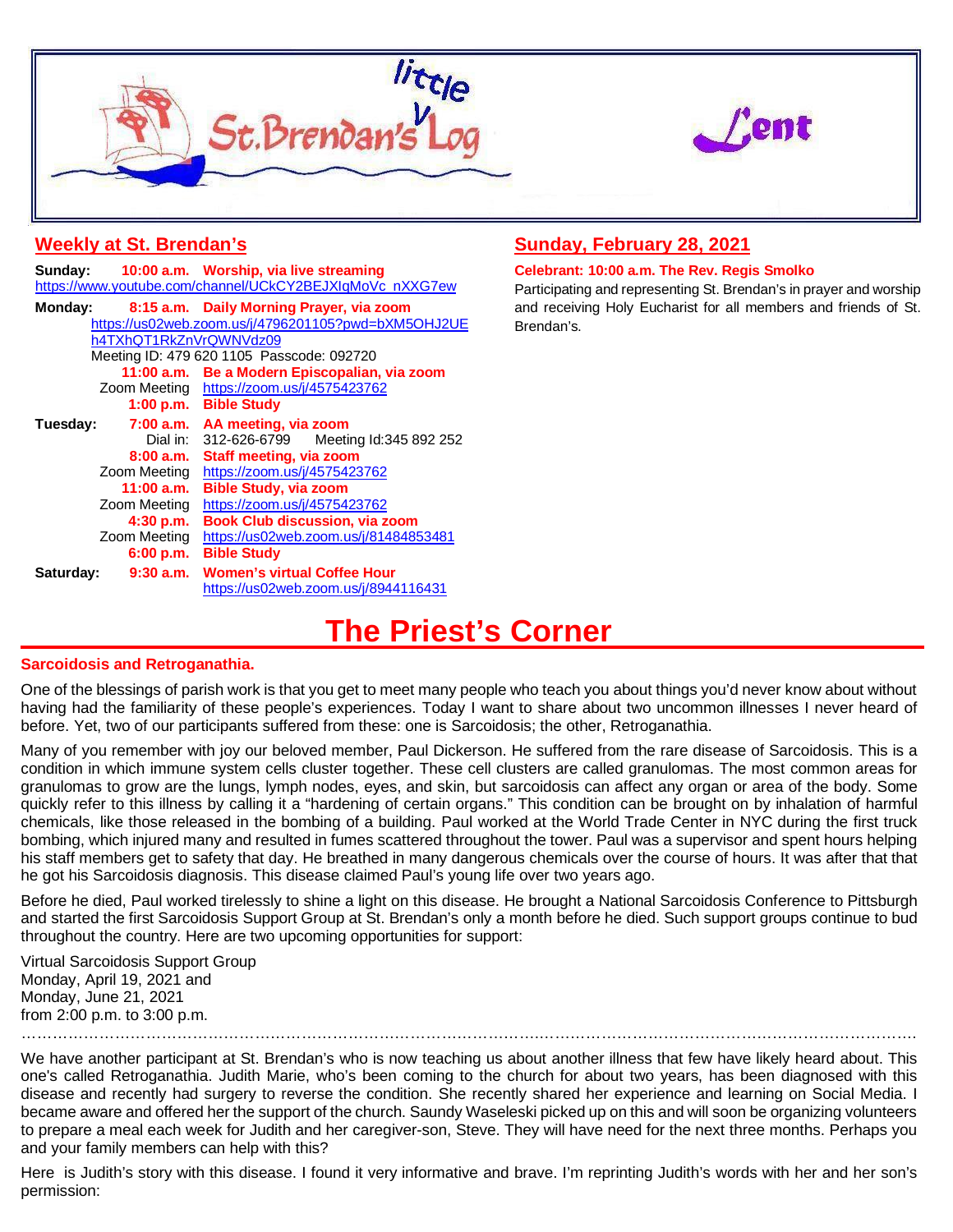# little St. Brendan's Log

# Lent

## Weekly at St. Brendan's

**Sunday:** **10:00 a.m. Worship, via live streaming**
https://www.youtube.com/channel/UCkCY2BEJXIqMoVc_nXXG7ew

**Monday:** **8:15 a.m. Daily Morning Prayer, via zoom**
https://us02web.zoom.us/j/4796201105?pwd=bXM5OHJ2UEh4TXhQT1RkZnVrQWNVdz09
Meeting ID: 479 620 1105 Passcode: 092720
**11:00 a.m. Be a Modern Episcopalian, via zoom**
Zoom Meeting https://zoom.us/j/4575423762
**1:00 p.m. Bible Study**

**Tuesday:** **7:00 a.m. AA meeting, via zoom**
Dial in: 312-626-6799 Meeting Id:345 892 252
**8:00 a.m. Staff meeting, via zoom**
Zoom Meeting https://zoom.us/j/4575423762
**11:00 a.m. Bible Study, via zoom**
Zoom Meeting https://zoom.us/j/4575423762
**4:30 p.m. Book Club discussion, via zoom**
Zoom Meeting https://us02web.zoom.us/j/81484853481
**6:00 p.m. Bible Study**

**Saturday:** **9:30 a.m. Women's virtual Coffee Hour**
https://us02web.zoom.us/j/8944116431

## Sunday, February 28, 2021

**Celebrant: 10:00 a.m. The Rev. Regis Smolko**

Participating and representing St. Brendan's in prayer and worship and receiving Holy Eucharist for all members and friends of St. Brendan's.

# The Priest's Corner

**Sarcoidosis and Retroganathia.**

One of the blessings of parish work is that you get to meet many people who teach you about things you'd never know about without having had the familiarity of these people's experiences. Today I want to share about two uncommon illnesses I never heard of before. Yet, two of our participants suffered from these: one is Sarcoidosis; the other, Retroganathia.

Many of you remember with joy our beloved member, Paul Dickerson. He suffered from the rare disease of Sarcoidosis. This is a condition in which immune system cells cluster together. These cell clusters are called granulomas. The most common areas for granulomas to grow are the lungs, lymph nodes, eyes, and skin, but sarcoidosis can affect any organ or area of the body. Some quickly refer to this illness by calling it a "hardening of certain organs." This condition can be brought on by inhalation of harmful chemicals, like those released in the bombing of a building. Paul worked at the World Trade Center in NYC during the first truck bombing, which injured many and resulted in fumes scattered throughout the tower. Paul was a supervisor and spent hours helping his staff members get to safety that day. He breathed in many dangerous chemicals over the course of hours. It was after that that he got his Sarcoidosis diagnosis. This disease claimed Paul's young life over two years ago.

Before he died, Paul worked tirelessly to shine a light on this disease. He brought a National Sarcoidosis Conference to Pittsburgh and started the first Sarcoidosis Support Group at St. Brendan's only a month before he died. Such support groups continue to bud throughout the country. Here are two upcoming opportunities for support:

Virtual Sarcoidosis Support Group
Monday, April 19, 2021 and
Monday, June 21, 2021
from 2:00 p.m. to 3:00 p.m.

………………………………………………………………………………………………………………………………

We have another participant at St. Brendan's who is now teaching us about another illness that few have likely heard about. This one's called Retroganathia. Judith Marie, who's been coming to the church for about two years, has been diagnosed with this disease and recently had surgery to reverse the condition. She recently shared her experience and learning on Social Media. I became aware and offered her the support of the church. Saundy Waseleski picked up on this and will soon be organizing volunteers to prepare a meal each week for Judith and her caregiver-son, Steve. They will have need for the next three months. Perhaps you and your family members can help with this?

Here is Judith's story with this disease. I found it very informative and brave. I'm reprinting Judith's words with her and her son's permission: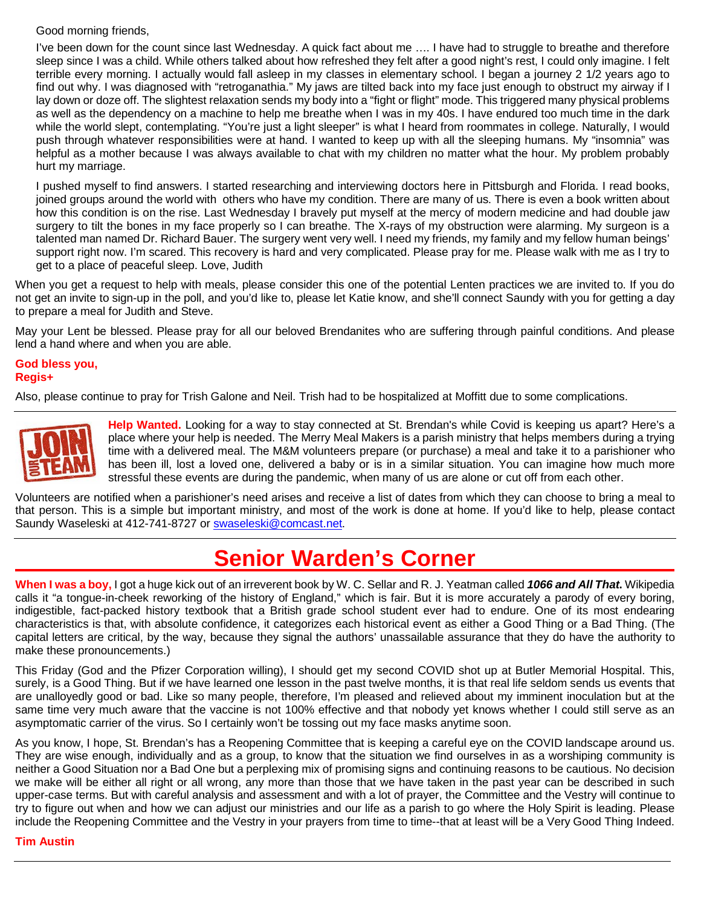Good morning friends,

I've been down for the count since last Wednesday. A quick fact about me …. I have had to struggle to breathe and therefore sleep since I was a child. While others talked about how refreshed they felt after a good night's rest, I could only imagine. I felt terrible every morning. I actually would fall asleep in my classes in elementary school. I began a journey 2 1/2 years ago to find out why. I was diagnosed with "retroganathia." My jaws are tilted back into my face just enough to obstruct my airway if I lay down or doze off. The slightest relaxation sends my body into a "fight or flight" mode. This triggered many physical problems as well as the dependency on a machine to help me breathe when I was in my 40s. I have endured too much time in the dark while the world slept, contemplating. "You're just a light sleeper" is what I heard from roommates in college. Naturally, I would push through whatever responsibilities were at hand. I wanted to keep up with all the sleeping humans. My "insomnia" was helpful as a mother because I was always available to chat with my children no matter what the hour. My problem probably hurt my marriage.

I pushed myself to find answers. I started researching and interviewing doctors here in Pittsburgh and Florida. I read books, joined groups around the world with others who have my condition. There are many of us. There is even a book written about how this condition is on the rise. Last Wednesday I bravely put myself at the mercy of modern medicine and had double jaw surgery to tilt the bones in my face properly so I can breathe. The X-rays of my obstruction were alarming. My surgeon is a talented man named Dr. Richard Bauer. The surgery went very well. I need my friends, my family and my fellow human beings' support right now. I'm scared. This recovery is hard and very complicated. Please pray for me. Please walk with me as I try to get to a place of peaceful sleep. Love, Judith

When you get a request to help with meals, please consider this one of the potential Lenten practices we are invited to. If you do not get an invite to sign-up in the poll, and you'd like to, please let Katie know, and she'll connect Saundy with you for getting a day to prepare a meal for Judith and Steve.

May your Lent be blessed. Please pray for all our beloved Brendanites who are suffering through painful conditions. And please lend a hand where and when you are able.

**God bless you,**
**Regis+**

Also, please continue to pray for Trish Galone and Neil. Trish had to be hospitalized at Moffitt due to some complications.

---

**Help Wanted.** Looking for a way to stay connected at St. Brendan's while Covid is keeping us apart? Here's a place where your help is needed. The Merry Meal Makers is a parish ministry that helps members during a trying time with a delivered meal. The M&M volunteers prepare (or purchase) a meal and take it to a parishioner who has been ill, lost a loved one, delivered a baby or is in a similar situation. You can imagine how much more stressful these events are during the pandemic, when many of us are alone or cut off from each other.

Volunteers are notified when a parishioner's need arises and receive a list of dates from which they can choose to bring a meal to that person. This is a simple but important ministry, and most of the work is done at home. If you'd like to help, please contact Saundy Waseleski at 412-741-8727 or swaseleski@comcast.net.

---

# Senior Warden's Corner

**When I was a boy,** I got a huge kick out of an irreverent book by W. C. Sellar and R. J. Yeatman called ***1066 and All That.*** Wikipedia calls it "a tongue-in-cheek reworking of the history of England," which is fair. But it is more accurately a parody of every boring, indigestible, fact-packed history textbook that a British grade school student ever had to endure. One of its most endearing characteristics is that, with absolute confidence, it categorizes each historical event as either a Good Thing or a Bad Thing. (The capital letters are critical, by the way, because they signal the authors' unassailable assurance that they do have the authority to make these pronouncements.)

This Friday (God and the Pfizer Corporation willing), I should get my second COVID shot up at Butler Memorial Hospital. This, surely, is a Good Thing. But if we have learned one lesson in the past twelve months, it is that real life seldom sends us events that are unalloyedly good or bad. Like so many people, therefore, I'm pleased and relieved about my imminent inoculation but at the same time very much aware that the vaccine is not 100% effective and that nobody yet knows whether I could still serve as an asymptomatic carrier of the virus. So I certainly won't be tossing out my face masks anytime soon.

As you know, I hope, St. Brendan's has a Reopening Committee that is keeping a careful eye on the COVID landscape around us. They are wise enough, individually and as a group, to know that the situation we find ourselves in as a worshiping community is neither a Good Situation nor a Bad One but a perplexing mix of promising signs and continuing reasons to be cautious. No decision we make will be either all right or all wrong, any more than those that we have taken in the past year can be described in such upper-case terms. But with careful analysis and assessment and with a lot of prayer, the Committee and the Vestry will continue to try to figure out when and how we can adjust our ministries and our life as a parish to go where the Holy Spirit is leading. Please include the Reopening Committee and the Vestry in your prayers from time to time--that at least will be a Very Good Thing Indeed.

**Tim Austin**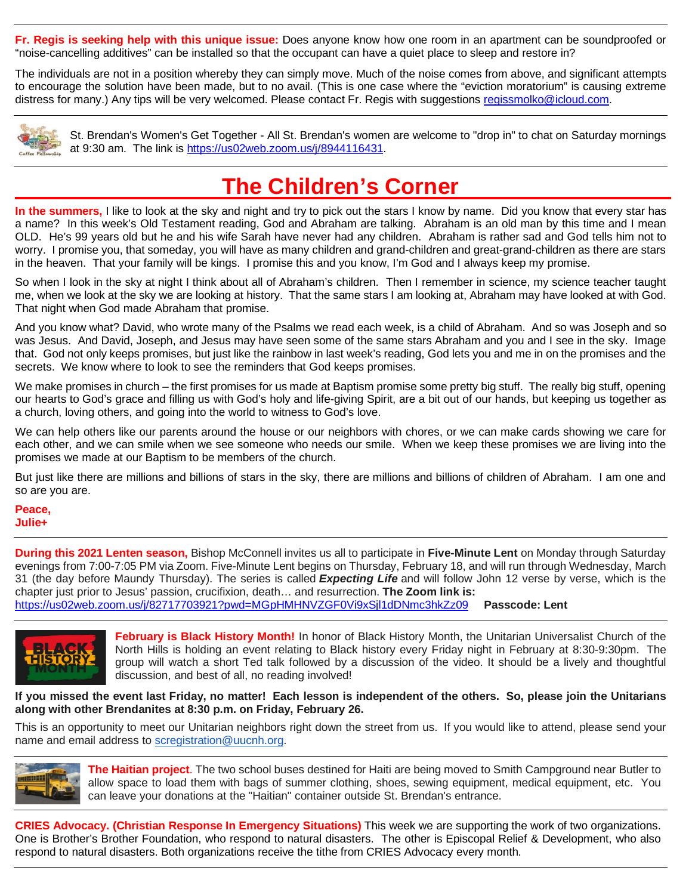**Fr. Regis is seeking help with this unique issue:** Does anyone know how one room in an apartment can be soundproofed or "noise-cancelling additives" can be installed so that the occupant can have a quiet place to sleep and restore in?

The individuals are not in a position whereby they can simply move. Much of the noise comes from above, and significant attempts to encourage the solution have been made, but to no avail. (This is one case where the "eviction moratorium" is causing extreme distress for many.) Any tips will be very welcomed. Please contact Fr. Regis with suggestions regissmolko@icloud.com.

---

St. Brendan's Women's Get Together - All St. Brendan's women are welcome to "drop in" to chat on Saturday mornings at 9:30 am. The link is https://us02web.zoom.us/j/8944116431.

---

# The Children's Corner

**In the summers,** I like to look at the sky and night and try to pick out the stars I know by name. Did you know that every star has a name? In this week's Old Testament reading, God and Abraham are talking. Abraham is an old man by this time and I mean OLD. He's 99 years old but he and his wife Sarah have never had any children. Abraham is rather sad and God tells him not to worry. I promise you, that someday, you will have as many children and grand-children and great-grand-children as there are stars in the heaven. That your family will be kings. I promise this and you know, I'm God and I always keep my promise.

So when I look in the sky at night I think about all of Abraham's children. Then I remember in science, my science teacher taught me, when we look at the sky we are looking at history. That the same stars I am looking at, Abraham may have looked at with God. That night when God made Abraham that promise.

And you know what? David, who wrote many of the Psalms we read each week, is a child of Abraham. And so was Joseph and so was Jesus. And David, Joseph, and Jesus may have seen some of the same stars Abraham and you and I see in the sky. Image that. God not only keeps promises, but just like the rainbow in last week's reading, God lets you and me in on the promises and the secrets. We know where to look to see the reminders that God keeps promises.

We make promises in church – the first promises for us made at Baptism promise some pretty big stuff. The really big stuff, opening our hearts to God's grace and filling us with God's holy and life-giving Spirit, are a bit out of our hands, but keeping us together as a church, loving others, and going into the world to witness to God's love.

We can help others like our parents around the house or our neighbors with chores, or we can make cards showing we care for each other, and we can smile when we see someone who needs our smile. When we keep these promises we are living into the promises we made at our Baptism to be members of the church.

But just like there are millions and billions of stars in the sky, there are millions and billions of children of Abraham. I am one and so are you are.

**Peace,**
**Julie+**

---

**During this 2021 Lenten season,** Bishop McConnell invites us all to participate in **Five-Minute Lent** on Monday through Saturday evenings from 7:00-7:05 PM via Zoom. Five-Minute Lent begins on Thursday, February 18, and will run through Wednesday, March 31 (the day before Maundy Thursday). The series is called ***Expecting Life*** and will follow John 12 verse by verse, which is the chapter just prior to Jesus' passion, crucifixion, death… and resurrection. **The Zoom link is:** https://us02web.zoom.us/j/82717703921?pwd=MGpHMHNVZGF0Vi9xSjl1dDNmc3hkZz09 **Passcode: Lent**

---

**February is Black History Month!** In honor of Black History Month, the Unitarian Universalist Church of the North Hills is holding an event relating to Black history every Friday night in February at 8:30-9:30pm. The group will watch a short Ted talk followed by a discussion of the video. It should be a lively and thoughtful discussion, and best of all, no reading involved!

**If you missed the event last Friday, no matter! Each lesson is independent of the others. So, please join the Unitarians along with other Brendanites at 8:30 p.m. on Friday, February 26.**

This is an opportunity to meet our Unitarian neighbors right down the street from us. If you would like to attend, please send your name and email address to scregistration@uucnh.org.

---

**The Haitian project**. The two school buses destined for Haiti are being moved to Smith Campground near Butler to allow space to load them with bags of summer clothing, shoes, sewing equipment, medical equipment, etc. You can leave your donations at the "Haitian" container outside St. Brendan's entrance.

---

**CRIES Advocacy. (Christian Response In Emergency Situations)** This week we are supporting the work of two organizations. One is Brother's Brother Foundation, who respond to natural disasters. The other is Episcopal Relief & Development, who also respond to natural disasters. Both organizations receive the tithe from CRIES Advocacy every month.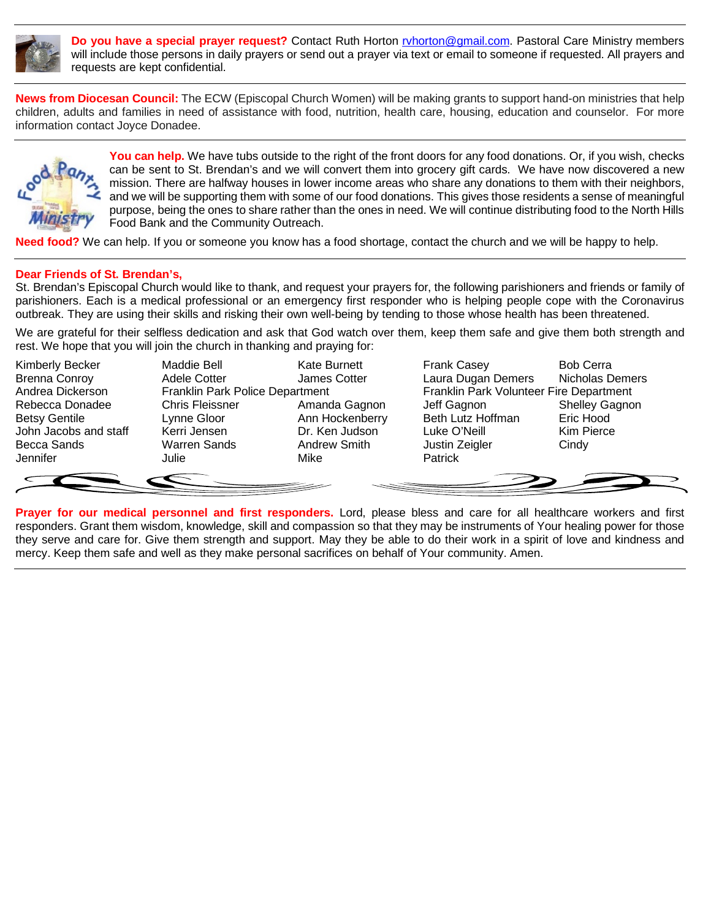**Do you have a special prayer request?** Contact Ruth Horton rvhorton@gmail.com. Pastoral Care Ministry members will include those persons in daily prayers or send out a prayer via text or email to someone if requested. All prayers and requests are kept confidential.

---

**News from Diocesan Council:** The ECW (Episcopal Church Women) will be making grants to support hand-on ministries that help children, adults and families in need of assistance with food, nutrition, health care, housing, education and counselor. For more information contact Joyce Donadee.

---

**You can help.** We have tubs outside to the right of the front doors for any food donations. Or, if you wish, checks can be sent to St. Brendan's and we will convert them into grocery gift cards. We have now discovered a new mission. There are halfway houses in lower income areas who share any donations to them with their neighbors, and we will be supporting them with some of our food donations. This gives those residents a sense of meaningful purpose, being the ones to share rather than the ones in need. We will continue distributing food to the North Hills Food Bank and the Community Outreach.

**Need food?** We can help. If you or someone you know has a food shortage, contact the church and we will be happy to help.

---

**Dear Friends of St. Brendan's,**

St. Brendan's Episcopal Church would like to thank, and request your prayers for, the following parishioners and friends or family of parishioners. Each is a medical professional or an emergency first responder who is helping people cope with the Coronavirus outbreak. They are using their skills and risking their own well-being by tending to those whose health has been threatened.

We are grateful for their selfless dedication and ask that God watch over them, keep them safe and give them both strength and rest. We hope that you will join the church in thanking and praying for:

| | | | | |
|---|---|---|---|---|
| Kimberly Becker | Maddie Bell | Kate Burnett | Frank Casey | Bob Cerra |
| Brenna Conroy | Adele Cotter | James Cotter | Laura Dugan Demers | Nicholas Demers |
| Andrea Dickerson | Franklin Park Police Department | | Franklin Park Volunteer Fire Department | |
| Rebecca Donadee | Chris Fleissner | Amanda Gagnon | Jeff Gagnon | Shelley Gagnon |
| Betsy Gentile | Lynne Gloor | Ann Hockenberry | Beth Lutz Hoffman | Eric Hood |
| John Jacobs and staff | Kerri Jensen | Dr. Ken Judson | Luke O'Neill | Kim Pierce |
| Becca Sands | Warren Sands | Andrew Smith | Justin Zeigler | Cindy |
| Jennifer | Julie | Mike | Patrick | |

**Prayer for our medical personnel and first responders.** Lord, please bless and care for all healthcare workers and first responders. Grant them wisdom, knowledge, skill and compassion so that they may be instruments of Your healing power for those they serve and care for. Give them strength and support. May they be able to do their work in a spirit of love and kindness and mercy. Keep them safe and well as they make personal sacrifices on behalf of Your community. Amen.

---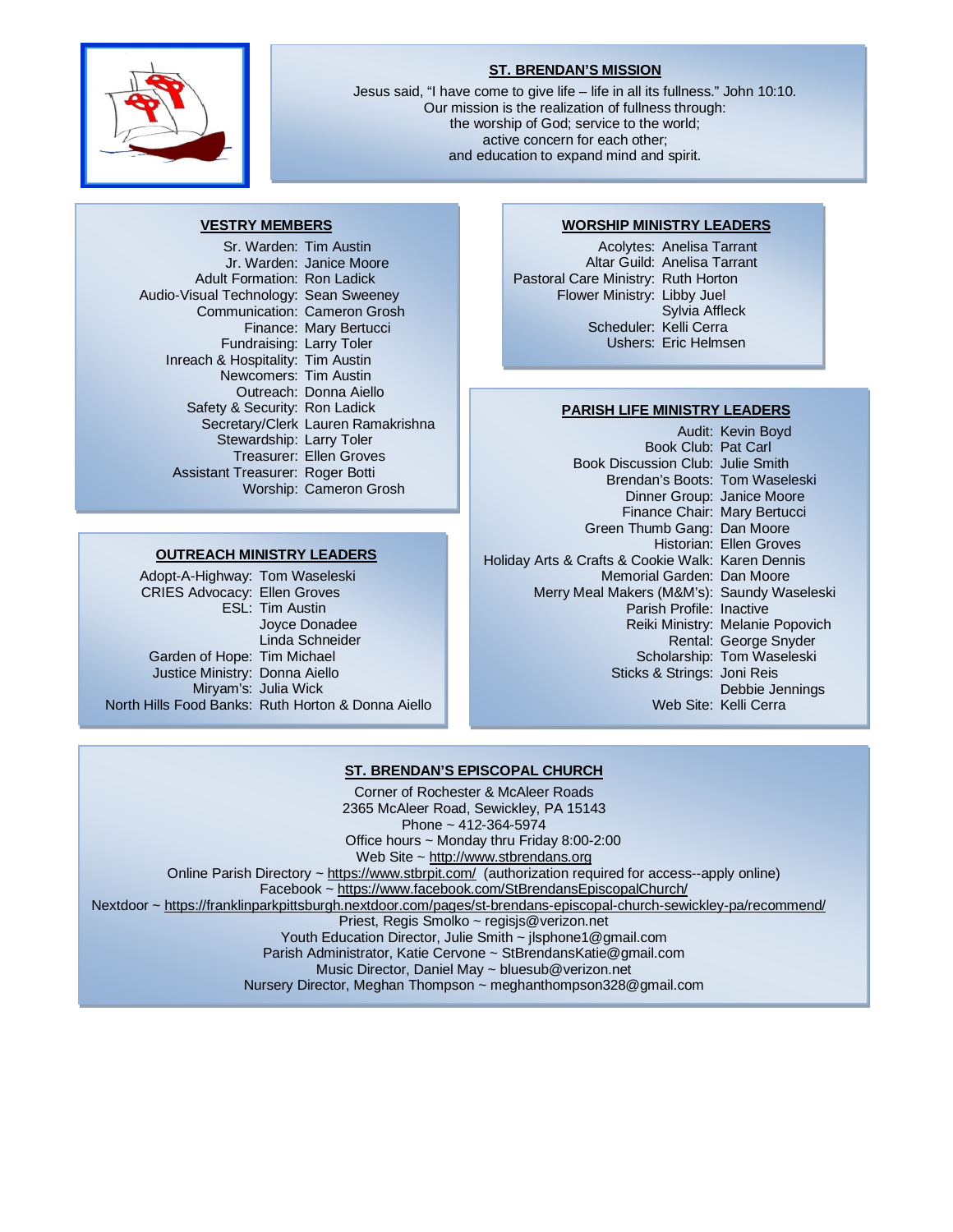## ST. BRENDAN'S MISSION

Jesus said, "I have come to give life – life in all its fullness." John 10:10.
Our mission is the realization of fullness through:
the worship of God; service to the world;
active concern for each other;
and education to expand mind and spirit.

## VESTRY MEMBERS

| | |
|---|---|
| Sr. Warden: | Tim Austin |
| Jr. Warden: | Janice Moore |
| Adult Formation: | Ron Ladick |
| Audio-Visual Technology: | Sean Sweeney |
| Communication: | Cameron Grosh |
| Finance: | Mary Bertucci |
| Fundraising: | Larry Toler |
| Inreach & Hospitality: | Tim Austin |
| Newcomers: | Tim Austin |
| Outreach: | Donna Aiello |
| Safety & Security: | Ron Ladick |
| Secretary/Clerk | Lauren Ramakrishna |
| Stewardship: | Larry Toler |
| Treasurer: | Ellen Groves |
| Assistant Treasurer: | Roger Botti |
| Worship: | Cameron Grosh |

## OUTREACH MINISTRY LEADERS

| | |
|---|---|
| Adopt-A-Highway: | Tom Waseleski |
| CRIES Advocacy: | Ellen Groves |
| ESL: | Tim Austin |
| | Joyce Donadee |
| | Linda Schneider |
| Garden of Hope: | Tim Michael |
| Justice Ministry: | Donna Aiello |
| Miryam's: | Julia Wick |
| North Hills Food Banks: | Ruth Horton & Donna Aiello |

## WORSHIP MINISTRY LEADERS

| | |
|---|---|
| Acolytes: | Anelisa Tarrant |
| Altar Guild: | Anelisa Tarrant |
| Pastoral Care Ministry: | Ruth Horton |
| Flower Ministry: | Libby Juel |
| | Sylvia Affleck |
| Scheduler: | Kelli Cerra |
| Ushers: | Eric Helmsen |

## PARISH LIFE MINISTRY LEADERS

| | |
|---|---|
| Audit: | Kevin Boyd |
| Book Club: | Pat Carl |
| Book Discussion Club: | Julie Smith |
| Brendan's Boots: | Tom Waseleski |
| Dinner Group: | Janice Moore |
| Finance Chair: | Mary Bertucci |
| Green Thumb Gang: | Dan Moore |
| Historian: | Ellen Groves |
| Holiday Arts & Crafts & Cookie Walk: | Karen Dennis |
| Memorial Garden: | Dan Moore |
| Merry Meal Makers (M&M's): | Saundy Waseleski |
| Parish Profile: | Inactive |
| Reiki Ministry: | Melanie Popovich |
| Rental: | George Snyder |
| Scholarship: | Tom Waseleski |
| Sticks & Strings: | Joni Reis |
| | Debbie Jennings |
| Web Site: | Kelli Cerra |

## ST. BRENDAN'S EPISCOPAL CHURCH

Corner of Rochester & McAleer Roads
2365 McAleer Road, Sewickley, PA 15143
Phone ~ 412-364-5974
Office hours ~ Monday thru Friday 8:00-2:00
Web Site ~ http://www.stbrendans.org
Online Parish Directory ~ https://www.stbrpit.com/ (authorization required for access--apply online)
Facebook ~ https://www.facebook.com/StBrendansEpiscopalChurch/
Nextdoor ~ https://franklinparkpittsburgh.nextdoor.com/pages/st-brendans-episcopal-church-sewickley-pa/recommend/
Priest, Regis Smolko ~ regisjs@verizon.net
Youth Education Director, Julie Smith ~ jlsphone1@gmail.com
Parish Administrator, Katie Cervone ~ StBrendansKatie@gmail.com
Music Director, Daniel May ~ bluesub@verizon.net
Nursery Director, Meghan Thompson ~ meghanthompson328@gmail.com